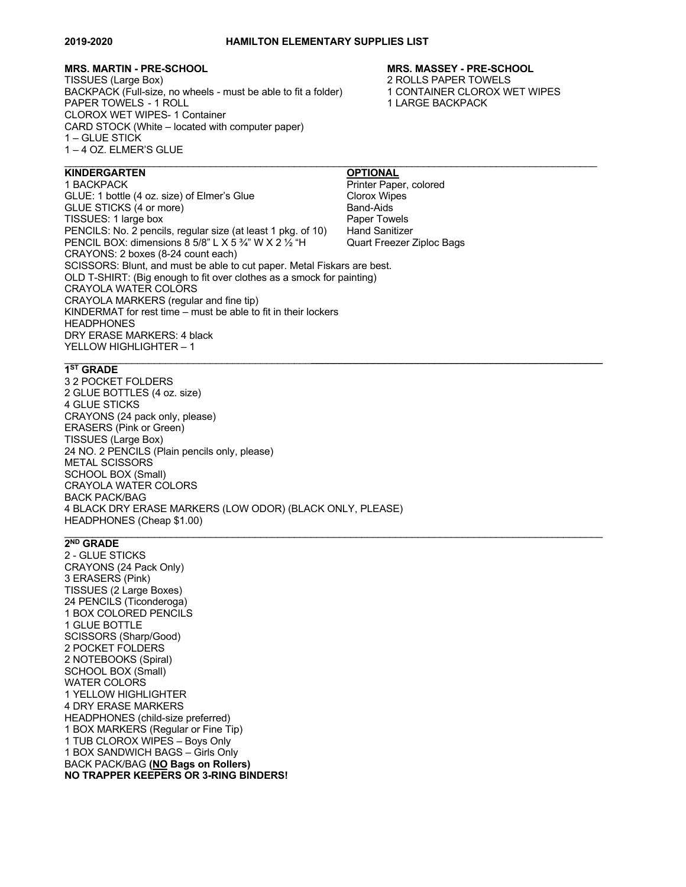**2019-2020 HAMILTON ELEMENTARY SUPPLIES LIST**

## MRS. MARTIN - PRE-SCHOOL

TISSUES (Large Box)
BACKPACK (Full-size, no wheels - must be able to fit a folder)
PAPER TOWELS - 1 ROLL
CLOROX WET WIPES- 1 Container
CARD STOCK (White – located with computer paper)
1 – GLUE STICK
1 – 4 OZ. ELMER'S GLUE

## MRS. MASSEY - PRE-SCHOOL

2 ROLLS PAPER TOWELS
1 CONTAINER CLOROX WET WIPES
1 LARGE BACKPACK

---

## KINDERGARTEN

1 BACKPACK
GLUE: 1 bottle (4 oz. size) of Elmer's Glue
GLUE STICKS (4 or more)
TISSUES: 1 large box
PENCILS: No. 2 pencils, regular size (at least 1 pkg. of 10)
PENCIL BOX: dimensions 8 5/8" L X 5 ¾" W X 2 ½ "H
CRAYONS: 2 boxes (8-24 count each)
SCISSORS: Blunt, and must be able to cut paper. Metal Fiskars are best.
OLD T-SHIRT: (Big enough to fit over clothes as a smock for painting)
CRAYOLA WATER COLORS
CRAYOLA MARKERS (regular and fine tip)
KINDERMAT for rest time – must be able to fit in their lockers
HEADPHONES
DRY ERASE MARKERS: 4 black
YELLOW HIGHLIGHTER – 1

### OPTIONAL

Printer Paper, colored
Clorox Wipes
Band-Aids
Paper Towels
Hand Sanitizer
Quart Freezer Ziploc Bags

---

## 1ST GRADE

3 2 POCKET FOLDERS
2 GLUE BOTTLES (4 oz. size)
4 GLUE STICKS
CRAYONS (24 pack only, please)
ERASERS (Pink or Green)
TISSUES (Large Box)
24 NO. 2 PENCILS (Plain pencils only, please)
METAL SCISSORS
SCHOOL BOX (Small)
CRAYOLA WATER COLORS
BACK PACK/BAG
4 BLACK DRY ERASE MARKERS (LOW ODOR) (BLACK ONLY, PLEASE)
HEADPHONES (Cheap $1.00)

---

## 2ND GRADE

2 - GLUE STICKS
CRAYONS (24 Pack Only)
3 ERASERS (Pink)
TISSUES (2 Large Boxes)
24 PENCILS (Ticonderoga)
1 BOX COLORED PENCILS
1 GLUE BOTTLE
SCISSORS (Sharp/Good)
2 POCKET FOLDERS
2 NOTEBOOKS (Spiral)
SCHOOL BOX (Small)
WATER COLORS
1 YELLOW HIGHLIGHTER
4 DRY ERASE MARKERS
HEADPHONES (child-size preferred)
1 BOX MARKERS (Regular or Fine Tip)
1 TUB CLOROX WIPES – Boys Only
1 BOX SANDWICH BAGS – Girls Only
BACK PACK/BAG **(NO Bags on Rollers)**
**NO TRAPPER KEEPERS OR 3-RING BINDERS!**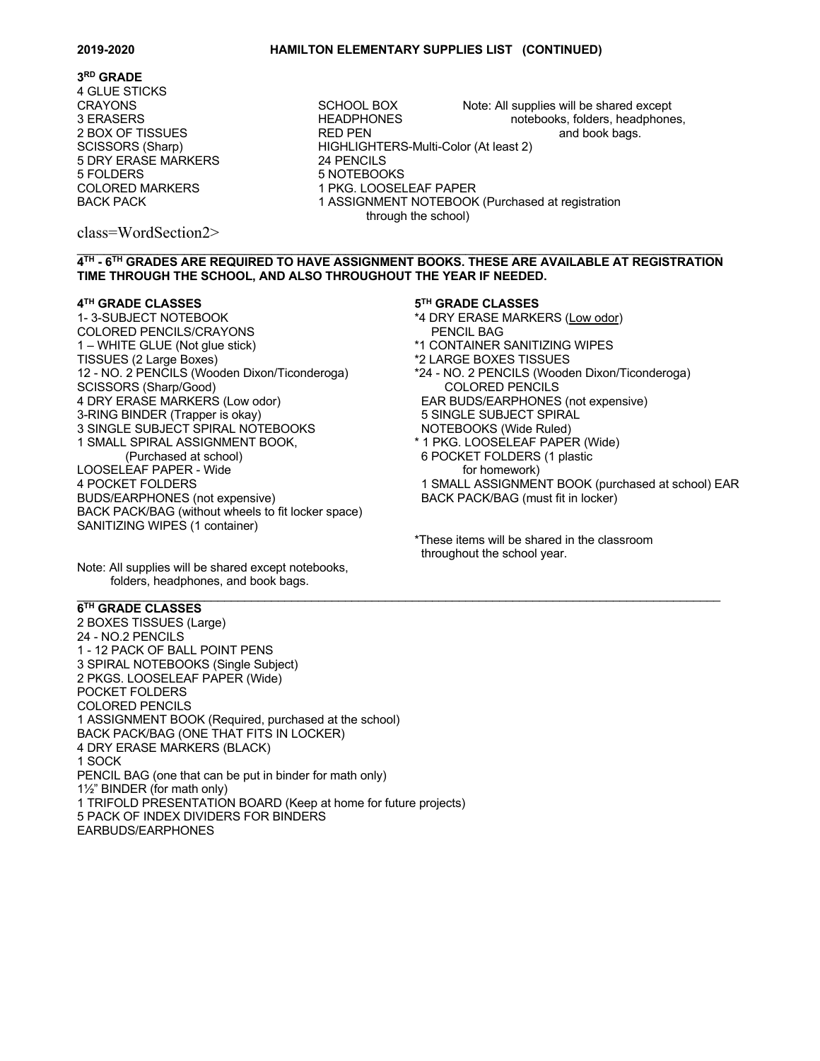2019-2020 HAMILTON ELEMENTARY SUPPLIES LIST (CONTINUED)

### 3RD GRADE

4 GLUE STICKS
CRAYONS
3 ERASERS
2 BOX OF TISSUES
SCISSORS (Sharp)
5 DRY ERASE MARKERS
5 FOLDERS
COLORED MARKERS
BACK PACK
SCHOOL BOX
HEADPHONES
RED PEN
HIGHLIGHTERS-Multi-Color (At least 2)
24 PENCILS
5 NOTEBOOKS
1 PKG. LOOSELEAF PAPER
1 ASSIGNMENT NOTEBOOK (Purchased at registration through the school)

Note: All supplies will be shared except notebooks, folders, headphones, and book bags.

class=WordSection2>

---

**4TH - 6TH GRADES ARE REQUIRED TO HAVE ASSIGNMENT BOOKS. THESE ARE AVAILABLE AT REGISTRATION TIME THROUGH THE SCHOOL, AND ALSO THROUGHOUT THE YEAR IF NEEDED.**

### 4TH GRADE CLASSES

1- 3-SUBJECT NOTEBOOK
COLORED PENCILS/CRAYONS
1 – WHITE GLUE (Not glue stick)
TISSUES (2 Large Boxes)
12 - NO. 2 PENCILS (Wooden Dixon/Ticonderoga)
SCISSORS (Sharp/Good)
4 DRY ERASE MARKERS (Low odor)
3-RING BINDER (Trapper is okay)
3 SINGLE SUBJECT SPIRAL NOTEBOOKS
1 SMALL SPIRAL ASSIGNMENT BOOK, (Purchased at school)
LOOSELEAF PAPER - Wide
4 POCKET FOLDERS
BUDS/EARPHONES (not expensive)
BACK PACK/BAG (without wheels to fit locker space)
SANITIZING WIPES (1 container)

Note: All supplies will be shared except notebooks, folders, headphones, and book bags.

### 5TH GRADE CLASSES

*4 DRY ERASE MARKERS (Low odor)
PENCIL BAG
*1 CONTAINER SANITIZING WIPES
*2 LARGE BOXES TISSUES
*24 - NO. 2 PENCILS (Wooden Dixon/Ticonderoga)
COLORED PENCILS
EAR BUDS/EARPHONES (not expensive)
5 SINGLE SUBJECT SPIRAL NOTEBOOKS (Wide Ruled)
* 1 PKG. LOOSELEAF PAPER (Wide)
6 POCKET FOLDERS (1 plastic for homework)
1 SMALL ASSIGNMENT BOOK (purchased at school) EAR
BACK PACK/BAG (must fit in locker)

*These items will be shared in the classroom throughout the school year.

---

### 6TH GRADE CLASSES

2 BOXES TISSUES (Large)
24 - NO.2 PENCILS
1 - 12 PACK OF BALL POINT PENS
3 SPIRAL NOTEBOOKS (Single Subject)
2 PKGS. LOOSELEAF PAPER (Wide)
POCKET FOLDERS
COLORED PENCILS
1 ASSIGNMENT BOOK (Required, purchased at the school)
BACK PACK/BAG (ONE THAT FITS IN LOCKER)
4 DRY ERASE MARKERS (BLACK)
1 SOCK
PENCIL BAG (one that can be put in binder for math only)
1½" BINDER (for math only)
1 TRIFOLD PRESENTATION BOARD (Keep at home for future projects)
5 PACK OF INDEX DIVIDERS FOR BINDERS
EARBUDS/EARPHONES